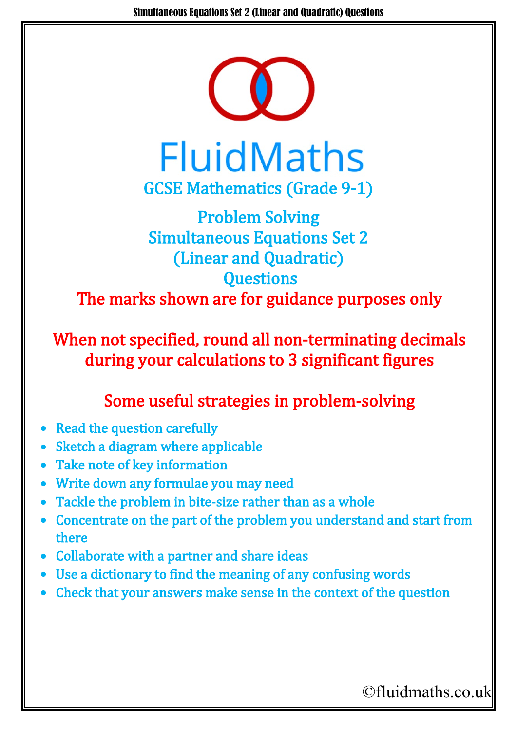# FluidMaths

## GCSE Mathematics (Grade 9-1)

## Problem Solving
## Simultaneous Equations Set 2
## (Linear and Quadratic)
## Questions

**The marks shown are for guidance purposes only**

**When not specified, round all non-terminating decimals during your calculations to 3 significant figures**

### Some useful strategies in problem-solving

- Read the question carefully
- Sketch a diagram where applicable
- Take note of key information
- Write down any formulae you may need
- Tackle the problem in bite-size rather than as a whole
- Concentrate on the part of the problem you understand and start from there
- Collaborate with a partner and share ideas
- Use a dictionary to find the meaning of any confusing words
- Check that your answers make sense in the context of the question

©fluidmaths.co.uk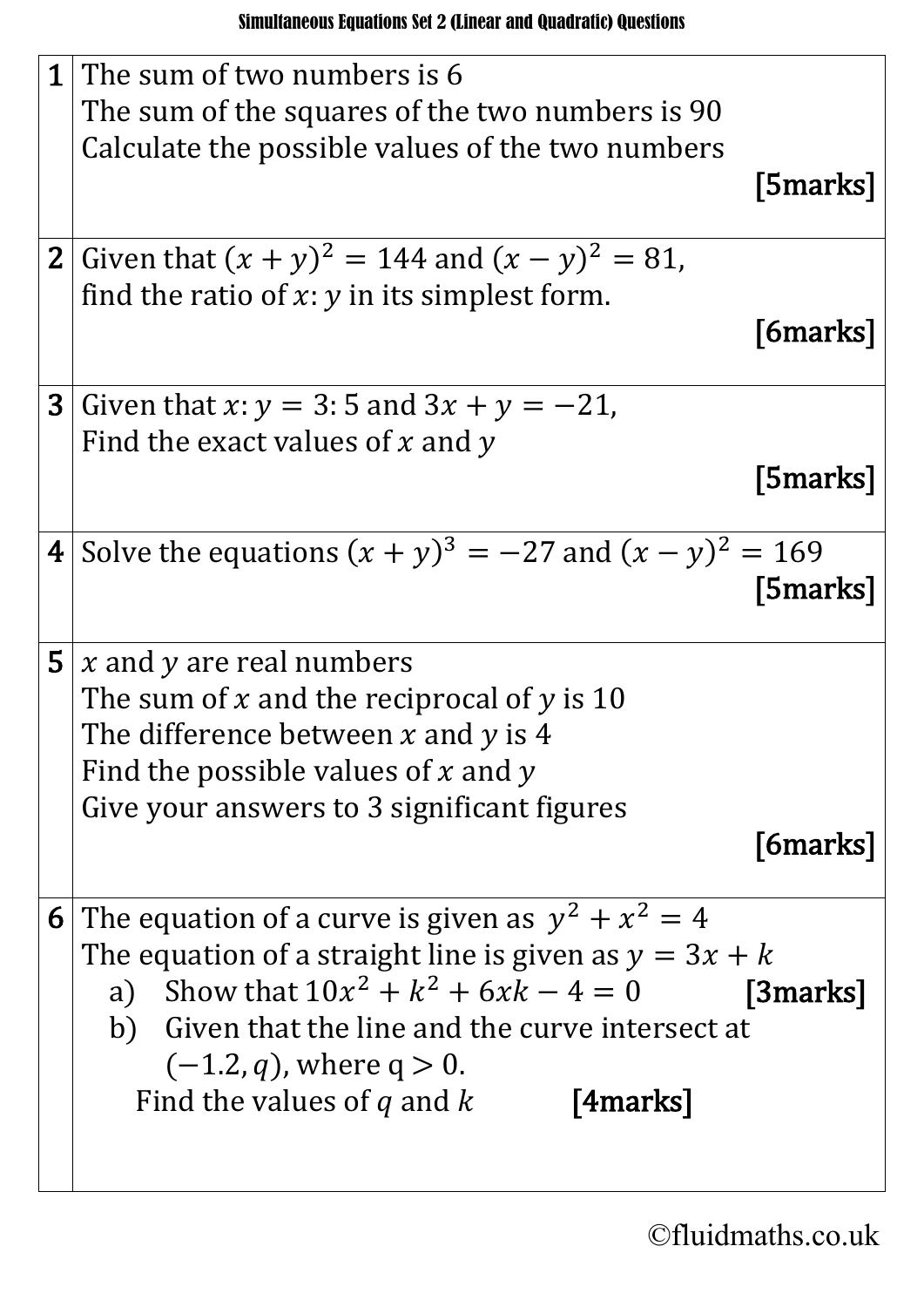# Simultaneous Equations Set 2 (Linear and Quadratic) Questions

| | |
|---|---|
| **1** | The sum of two numbers is 6<br>The sum of the squares of the two numbers is 90<br>Calculate the possible values of the two numbers<br>**[5marks]** |
| **2** | Given that $(x+y)^2 = 144$ and $(x-y)^2 = 81$,<br>find the ratio of $x:y$ in its simplest form.<br>**[6marks]** |
| **3** | Given that $x:y = 3:5$ and $3x + y = -21$,<br>Find the exact values of $x$ and $y$<br>**[5marks]** |
| **4** | Solve the equations $(x+y)^3 = -27$ and $(x-y)^2 = 169$<br>**[5marks]** |
| **5** | $x$ and $y$ are real numbers<br>The sum of $x$ and the reciprocal of $y$ is 10<br>The difference between $x$ and $y$ is 4<br>Find the possible values of $x$ and $y$<br>Give your answers to 3 significant figures<br>**[6marks]** |
| **6** | The equation of a curve is given as $y^2 + x^2 = 4$<br>The equation of a straight line is given as $y = 3x + k$<br>a) Show that $10x^2 + k^2 + 6xk - 4 = 0$ **[3marks]**<br>b) Given that the line and the curve intersect at $(-1.2, q)$, where $q > 0$.<br>Find the values of $q$ and $k$ **[4marks]** |

©fluidmaths.co.uk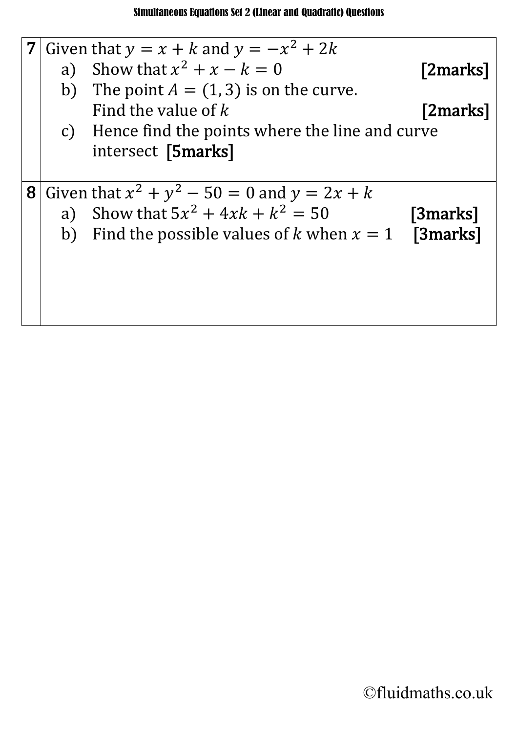| | |
|---|---|
| **7** | Given that $y = x + k$ and $y = -x^2 + 2k$<br>a) Show that $x^2 + x - k = 0$ **[2marks]**<br>b) The point $A = (1, 3)$ is on the curve. Find the value of $k$ **[2marks]**<br>c) Hence find the points where the line and curve intersect **[5marks]** |
| **8** | Given that $x^2 + y^2 - 50 = 0$ and $y = 2x + k$<br>a) Show that $5x^2 + 4xk + k^2 = 50$ **[3marks]**<br>b) Find the possible values of $k$ when $x = 1$ **[3marks]** |

©fluidmaths.co.uk